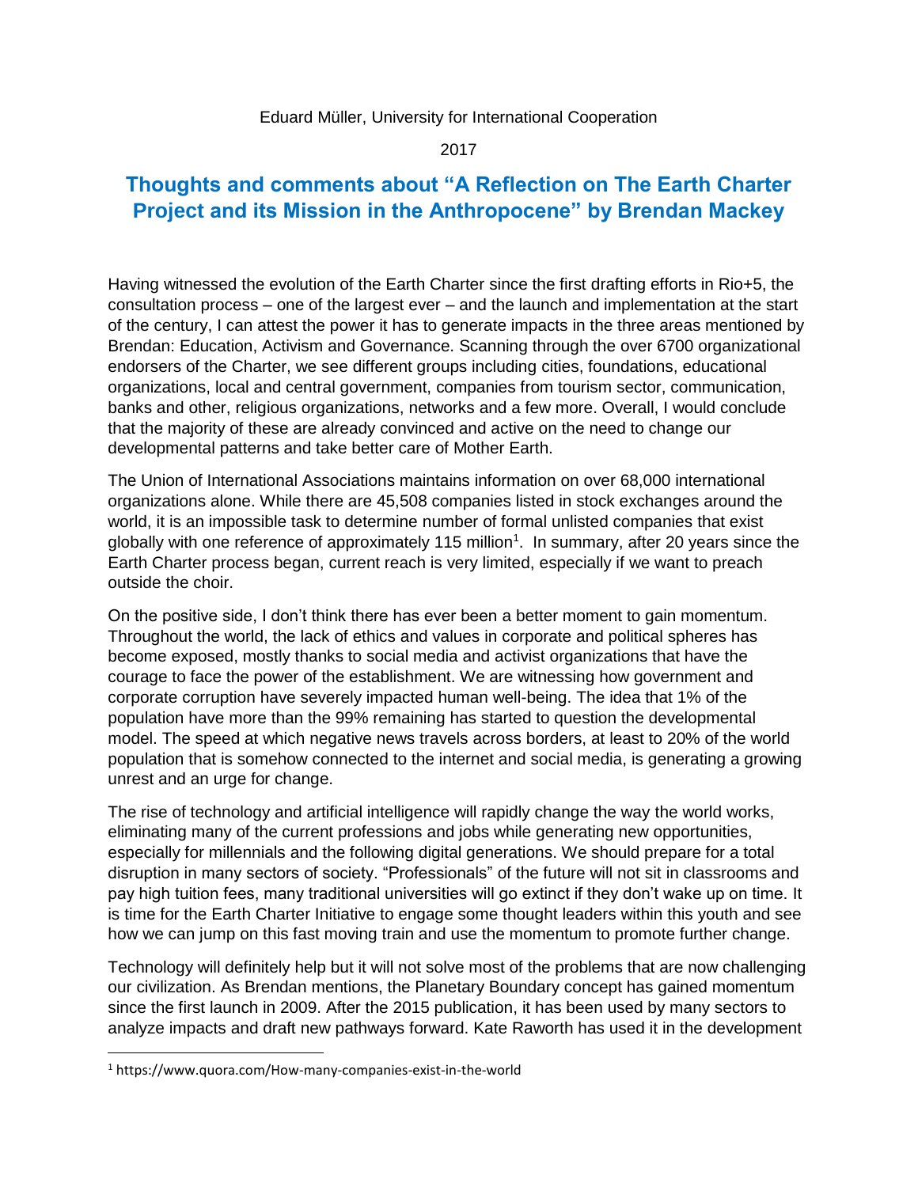Eduard Müller, University for International Cooperation

2017

# Thoughts and comments about "A Reflection on The Earth Charter Project and its Mission in the Anthropocene" by Brendan Mackey

Having witnessed the evolution of the Earth Charter since the first drafting efforts in Rio+5, the consultation process – one of the largest ever – and the launch and implementation at the start of the century, I can attest the power it has to generate impacts in the three areas mentioned by Brendan: Education, Activism and Governance. Scanning through the over 6700 organizational endorsers of the Charter, we see different groups including cities, foundations, educational organizations, local and central government, companies from tourism sector, communication, banks and other, religious organizations, networks and a few more. Overall, I would conclude that the majority of these are already convinced and active on the need to change our developmental patterns and take better care of Mother Earth.

The Union of International Associations maintains information on over 68,000 international organizations alone. While there are 45,508 companies listed in stock exchanges around the world, it is an impossible task to determine number of formal unlisted companies that exist globally with one reference of approximately 115 million[1]. In summary, after 20 years since the Earth Charter process began, current reach is very limited, especially if we want to preach outside the choir.

On the positive side, I don't think there has ever been a better moment to gain momentum. Throughout the world, the lack of ethics and values in corporate and political spheres has become exposed, mostly thanks to social media and activist organizations that have the courage to face the power of the establishment. We are witnessing how government and corporate corruption have severely impacted human well-being. The idea that 1% of the population have more than the 99% remaining has started to question the developmental model. The speed at which negative news travels across borders, at least to 20% of the world population that is somehow connected to the internet and social media, is generating a growing unrest and an urge for change.

The rise of technology and artificial intelligence will rapidly change the way the world works, eliminating many of the current professions and jobs while generating new opportunities, especially for millennials and the following digital generations. We should prepare for a total disruption in many sectors of society. "Professionals" of the future will not sit in classrooms and pay high tuition fees, many traditional universities will go extinct if they don't wake up on time. It is time for the Earth Charter Initiative to engage some thought leaders within this youth and see how we can jump on this fast moving train and use the momentum to promote further change.

Technology will definitely help but it will not solve most of the problems that are now challenging our civilization. As Brendan mentions, the Planetary Boundary concept has gained momentum since the first launch in 2009. After the 2015 publication, it has been used by many sectors to analyze impacts and draft new pathways forward. Kate Raworth has used it in the development

---

[1] https://www.quora.com/How-many-companies-exist-in-the-world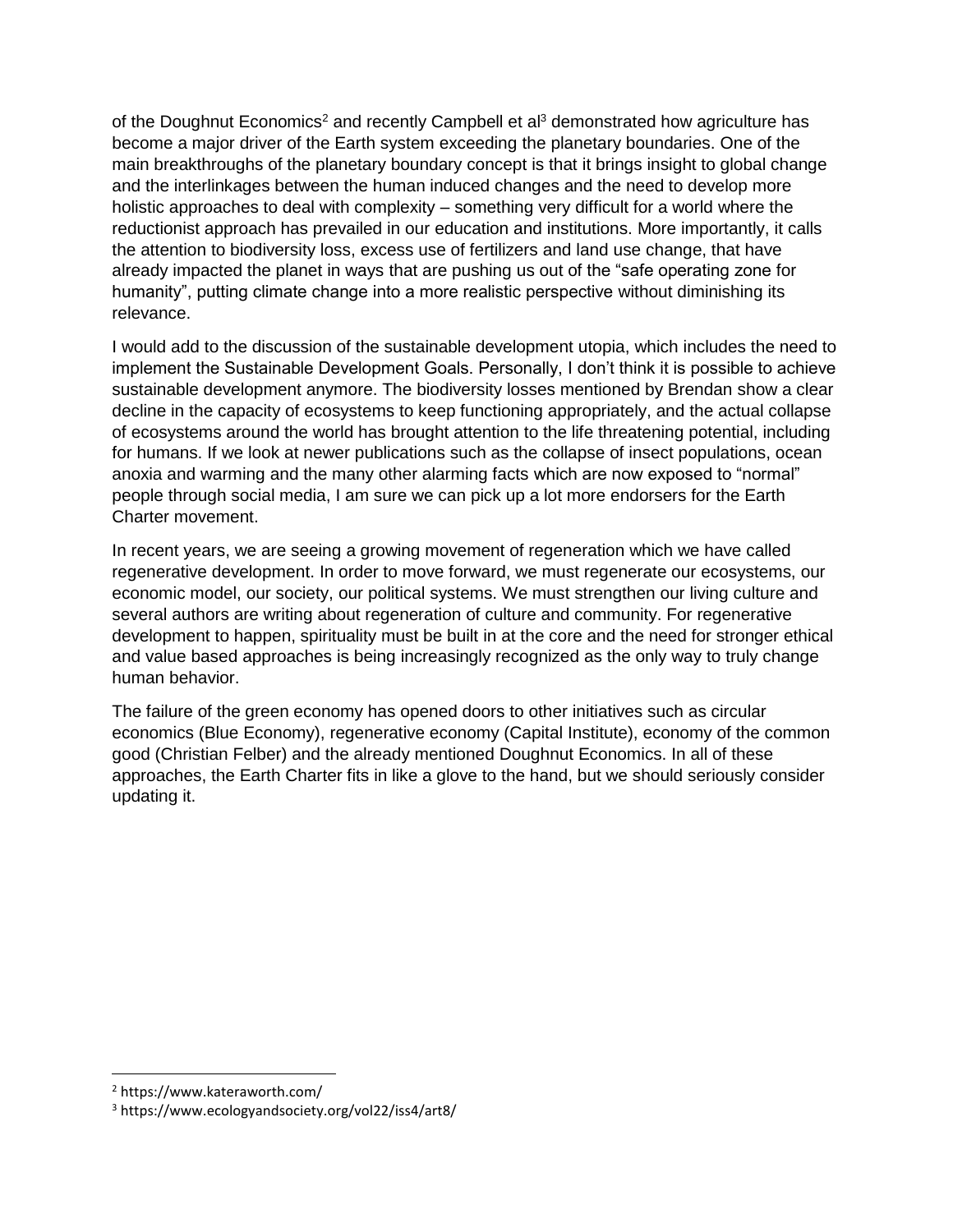of the Doughnut Economics[2] and recently Campbell et al[3] demonstrated how agriculture has become a major driver of the Earth system exceeding the planetary boundaries. One of the main breakthroughs of the planetary boundary concept is that it brings insight to global change and the interlinkages between the human induced changes and the need to develop more holistic approaches to deal with complexity – something very difficult for a world where the reductionist approach has prevailed in our education and institutions. More importantly, it calls the attention to biodiversity loss, excess use of fertilizers and land use change, that have already impacted the planet in ways that are pushing us out of the "safe operating zone for humanity", putting climate change into a more realistic perspective without diminishing its relevance.

I would add to the discussion of the sustainable development utopia, which includes the need to implement the Sustainable Development Goals. Personally, I don't think it is possible to achieve sustainable development anymore. The biodiversity losses mentioned by Brendan show a clear decline in the capacity of ecosystems to keep functioning appropriately, and the actual collapse of ecosystems around the world has brought attention to the life threatening potential, including for humans. If we look at newer publications such as the collapse of insect populations, ocean anoxia and warming and the many other alarming facts which are now exposed to "normal" people through social media, I am sure we can pick up a lot more endorsers for the Earth Charter movement.

In recent years, we are seeing a growing movement of regeneration which we have called regenerative development. In order to move forward, we must regenerate our ecosystems, our economic model, our society, our political systems. We must strengthen our living culture and several authors are writing about regeneration of culture and community. For regenerative development to happen, spirituality must be built in at the core and the need for stronger ethical and value based approaches is being increasingly recognized as the only way to truly change human behavior.

The failure of the green economy has opened doors to other initiatives such as circular economics (Blue Economy), regenerative economy (Capital Institute), economy of the common good (Christian Felber) and the already mentioned Doughnut Economics. In all of these approaches, the Earth Charter fits in like a glove to the hand, but we should seriously consider updating it.

---

[2] https://www.kateraworth.com/

[3] https://www.ecologyandsociety.org/vol22/iss4/art8/